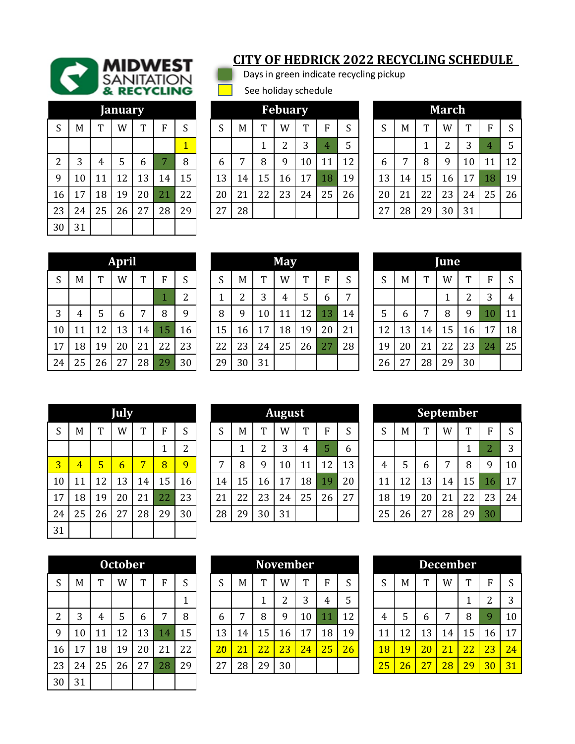MIDWEST SANITATION & RECYCLING

# CITY OF HEDRICK 2022 RECYCLING SCHEDULE

Days in green indicate recycling pickup

See holiday schedule

## January

| S | M | T | W | T | F | S |
|---|---|---|---|---|---|---|
| | | | | | | 1 |
| 2 | 3 | 4 | 5 | 6 | 7 | 8 |
| 9 | 10 | 11 | 12 | 13 | 14 | 15 |
| 16 | 17 | 18 | 19 | 20 | 21 | 22 |
| 23 | 24 | 25 | 26 | 27 | 28 | 29 |
| 30 | 31 | | | | | |

## Febuary

| S | M | T | W | T | F | S |
|---|---|---|---|---|---|---|
| | | 1 | 2 | 3 | 4 | 5 |
| 6 | 7 | 8 | 9 | 10 | 11 | 12 |
| 13 | 14 | 15 | 16 | 17 | 18 | 19 |
| 20 | 21 | 22 | 23 | 24 | 25 | 26 |
| 27 | 28 | | | | | |

## March

| S | M | T | W | T | F | S |
|---|---|---|---|---|---|---|
| | | 1 | 2 | 3 | 4 | 5 |
| 6 | 7 | 8 | 9 | 10 | 11 | 12 |
| 13 | 14 | 15 | 16 | 17 | 18 | 19 |
| 20 | 21 | 22 | 23 | 24 | 25 | 26 |
| 27 | 28 | 29 | 30 | 31 | | |

## April

| S | M | T | W | T | F | S |
|---|---|---|---|---|---|---|
| | | | | | 1 | 2 |
| 3 | 4 | 5 | 6 | 7 | 8 | 9 |
| 10 | 11 | 12 | 13 | 14 | 15 | 16 |
| 17 | 18 | 19 | 20 | 21 | 22 | 23 |
| 24 | 25 | 26 | 27 | 28 | 29 | 30 |

## May

| S | M | T | W | T | F | S |
|---|---|---|---|---|---|---|
| 1 | 2 | 3 | 4 | 5 | 6 | 7 |
| 8 | 9 | 10 | 11 | 12 | 13 | 14 |
| 15 | 16 | 17 | 18 | 19 | 20 | 21 |
| 22 | 23 | 24 | 25 | 26 | 27 | 28 |
| 29 | 30 | 31 | | | | |

## June

| S | M | T | W | T | F | S |
|---|---|---|---|---|---|---|
| | | | 1 | 2 | 3 | 4 |
| 5 | 6 | 7 | 8 | 9 | 10 | 11 |
| 12 | 13 | 14 | 15 | 16 | 17 | 18 |
| 19 | 20 | 21 | 22 | 23 | 24 | 25 |
| 26 | 27 | 28 | 29 | 30 | | |

## July

| S | M | T | W | T | F | S |
|---|---|---|---|---|---|---|
| | | | | | 1 | 2 |
| 3 | 4 | 5 | 6 | 7 | 8 | 9 |
| 10 | 11 | 12 | 13 | 14 | 15 | 16 |
| 17 | 18 | 19 | 20 | 21 | 22 | 23 |
| 24 | 25 | 26 | 27 | 28 | 29 | 30 |
| 31 | | | | | | |

## August

| S | M | T | W | T | F | S |
|---|---|---|---|---|---|---|
| | 1 | 2 | 3 | 4 | 5 | 6 |
| 7 | 8 | 9 | 10 | 11 | 12 | 13 |
| 14 | 15 | 16 | 17 | 18 | 19 | 20 |
| 21 | 22 | 23 | 24 | 25 | 26 | 27 |
| 28 | 29 | 30 | 31 | | | |

## September

| S | M | T | W | T | F | S |
|---|---|---|---|---|---|---|
| | | | | 1 | 2 | 3 |
| 4 | 5 | 6 | 7 | 8 | 9 | 10 |
| 11 | 12 | 13 | 14 | 15 | 16 | 17 |
| 18 | 19 | 20 | 21 | 22 | 23 | 24 |
| 25 | 26 | 27 | 28 | 29 | 30 | |

## October

| S | M | T | W | T | F | S |
|---|---|---|---|---|---|---|
| | | | | | | 1 |
| 2 | 3 | 4 | 5 | 6 | 7 | 8 |
| 9 | 10 | 11 | 12 | 13 | 14 | 15 |
| 16 | 17 | 18 | 19 | 20 | 21 | 22 |
| 23 | 24 | 25 | 26 | 27 | 28 | 29 |
| 30 | 31 | | | | | |

## November

| S | M | T | W | T | F | S |
|---|---|---|---|---|---|---|
| | | 1 | 2 | 3 | 4 | 5 |
| 6 | 7 | 8 | 9 | 10 | 11 | 12 |
| 13 | 14 | 15 | 16 | 17 | 18 | 19 |
| 20 | 21 | 22 | 23 | 24 | 25 | 26 |
| 27 | 28 | 29 | 30 | | | |

## December

| S | M | T | W | T | F | S |
|---|---|---|---|---|---|---|
| | | | | 1 | 2 | 3 |
| 4 | 5 | 6 | 7 | 8 | 9 | 10 |
| 11 | 12 | 13 | 14 | 15 | 16 | 17 |
| 18 | 19 | 20 | 21 | 22 | 23 | 24 |
| 25 | 26 | 27 | 28 | 29 | 30 | 31 |